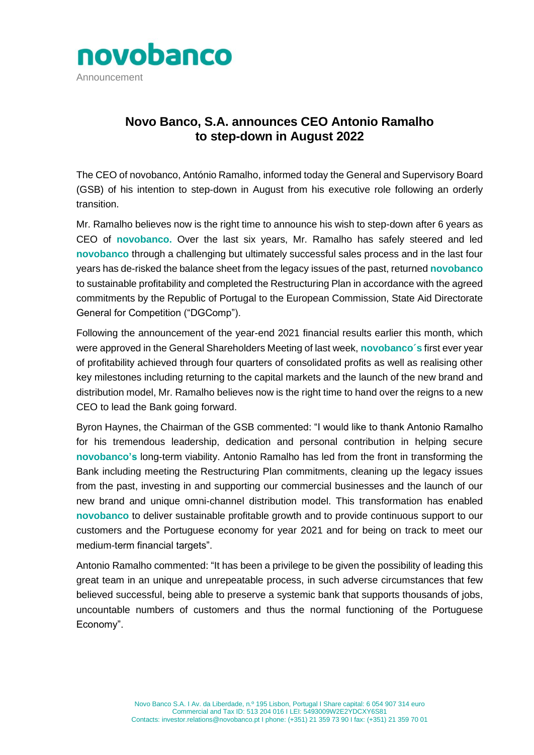novobanco

Announcement

# Novo Banco, S.A. announces CEO Antonio Ramalho to step-down in August 2022

The CEO of novobanco, António Ramalho, informed today the General and Supervisory Board (GSB) of his intention to step-down in August from his executive role following an orderly transition.

Mr. Ramalho believes now is the right time to announce his wish to step-down after 6 years as CEO of **novobanco.** Over the last six years, Mr. Ramalho has safely steered and led **novobanco** through a challenging but ultimately successful sales process and in the last four years has de-risked the balance sheet from the legacy issues of the past, returned **novobanco** to sustainable profitability and completed the Restructuring Plan in accordance with the agreed commitments by the Republic of Portugal to the European Commission, State Aid Directorate General for Competition ("DGComp").

Following the announcement of the year-end 2021 financial results earlier this month, which were approved in the General Shareholders Meeting of last week, **novobanco´s** first ever year of profitability achieved through four quarters of consolidated profits as well as realising other key milestones including returning to the capital markets and the launch of the new brand and distribution model, Mr. Ramalho believes now is the right time to hand over the reigns to a new CEO to lead the Bank going forward.

Byron Haynes, the Chairman of the GSB commented: "I would like to thank Antonio Ramalho for his tremendous leadership, dedication and personal contribution in helping secure **novobanco's** long-term viability. Antonio Ramalho has led from the front in transforming the Bank including meeting the Restructuring Plan commitments, cleaning up the legacy issues from the past, investing in and supporting our commercial businesses and the launch of our new brand and unique omni-channel distribution model. This transformation has enabled **novobanco** to deliver sustainable profitable growth and to provide continuous support to our customers and the Portuguese economy for year 2021 and for being on track to meet our medium-term financial targets".

Antonio Ramalho commented: "It has been a privilege to be given the possibility of leading this great team in an unique and unrepeatable process, in such adverse circumstances that few believed successful, being able to preserve a systemic bank that supports thousands of jobs, uncountable numbers of customers and thus the normal functioning of the Portuguese Economy".

Novo Banco S.A. I Av. da Liberdade, n.º 195 Lisbon, Portugal I Share capital: 6 054 907 314 euro
Commercial and Tax ID: 513 204 016 I LEI: 5493009W2E2YDCXY6S81
Contacts: investor.relations@novobanco.pt I phone: (+351) 21 359 73 90 I fax: (+351) 21 359 70 01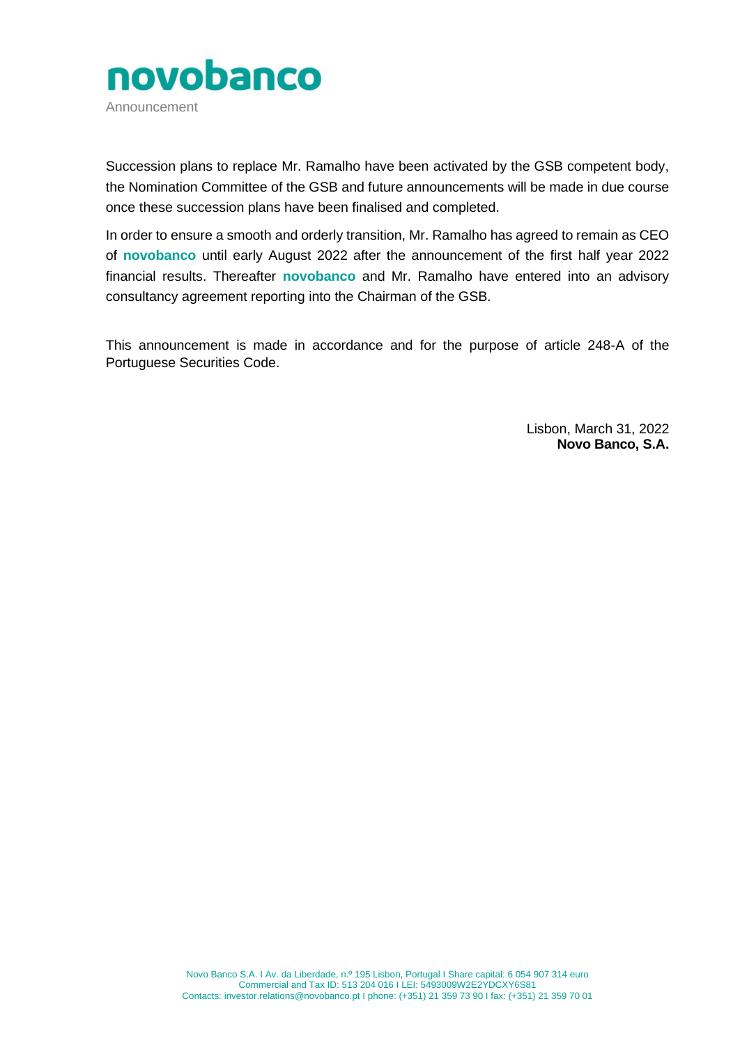Succession plans to replace Mr. Ramalho have been activated by the GSB competent body, the Nomination Committee of the GSB and future announcements will be made in due course once these succession plans have been finalised and completed.

In order to ensure a smooth and orderly transition, Mr. Ramalho has agreed to remain as CEO of **novobanco** until early August 2022 after the announcement of the first half year 2022 financial results. Thereafter **novobanco** and Mr. Ramalho have entered into an advisory consultancy agreement reporting into the Chairman of the GSB.

This announcement is made in accordance and for the purpose of article 248-A of the Portuguese Securities Code.

Lisbon, March 31, 2022
**Novo Banco, S.A.**